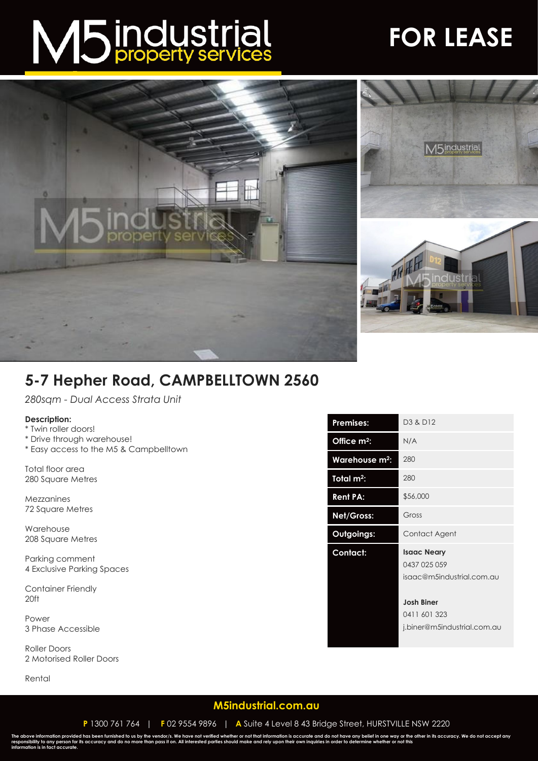# M5 industrial property services

# FOR LEASE

## 5-7 Hepher Road, CAMPBELLTOWN 2560

*280sqm - Dual Access Strata Unit*

**Description:**
* Twin roller doors!
* Drive through warehouse!
* Easy access to the M5 & Campbelltown

Total floor area
280 Square Metres

Mezzanines
72 Square Metres

Warehouse
208 Square Metres

Parking comment
4 Exclusive Parking Spaces

Container Friendly
20ft

Power
3 Phase Accessible

Roller Doors
2 Motorised Roller Doors

Rental

| | |
|---|---|
| **Premises:** | D3 & D12 |
| **Office m²:** | N/A |
| **Warehouse m²:** | 280 |
| **Total m²:** | 280 |
| **Rent PA:** | $56,000 |
| **Net/Gross:** | Gross |
| **Outgoings:** | Contact Agent |
| **Contact:** | **Isaac Neary** 0437 025 059 isaac@m5industrial.com.au **Josh Biner** 0411 601 323 j.biner@m5industrial.com.au |

**M5industrial.com.au**

**P** 1300 761 764 | **F** 02 9554 9896 | **A** Suite 4 Level 8 43 Bridge Street, HURSTVILLE NSW 2220

The above information provided has been furnished to us by the vendor/s. We have not verified whether or not that information is accurate and do not have any belief in one way or the other in its accuracy. We do not accept any responsibility to any person for its accuracy and do no more than pass it on. All interested parties should make and rely upon their own inquiries in order to determine whether or not this information is in fact accurate.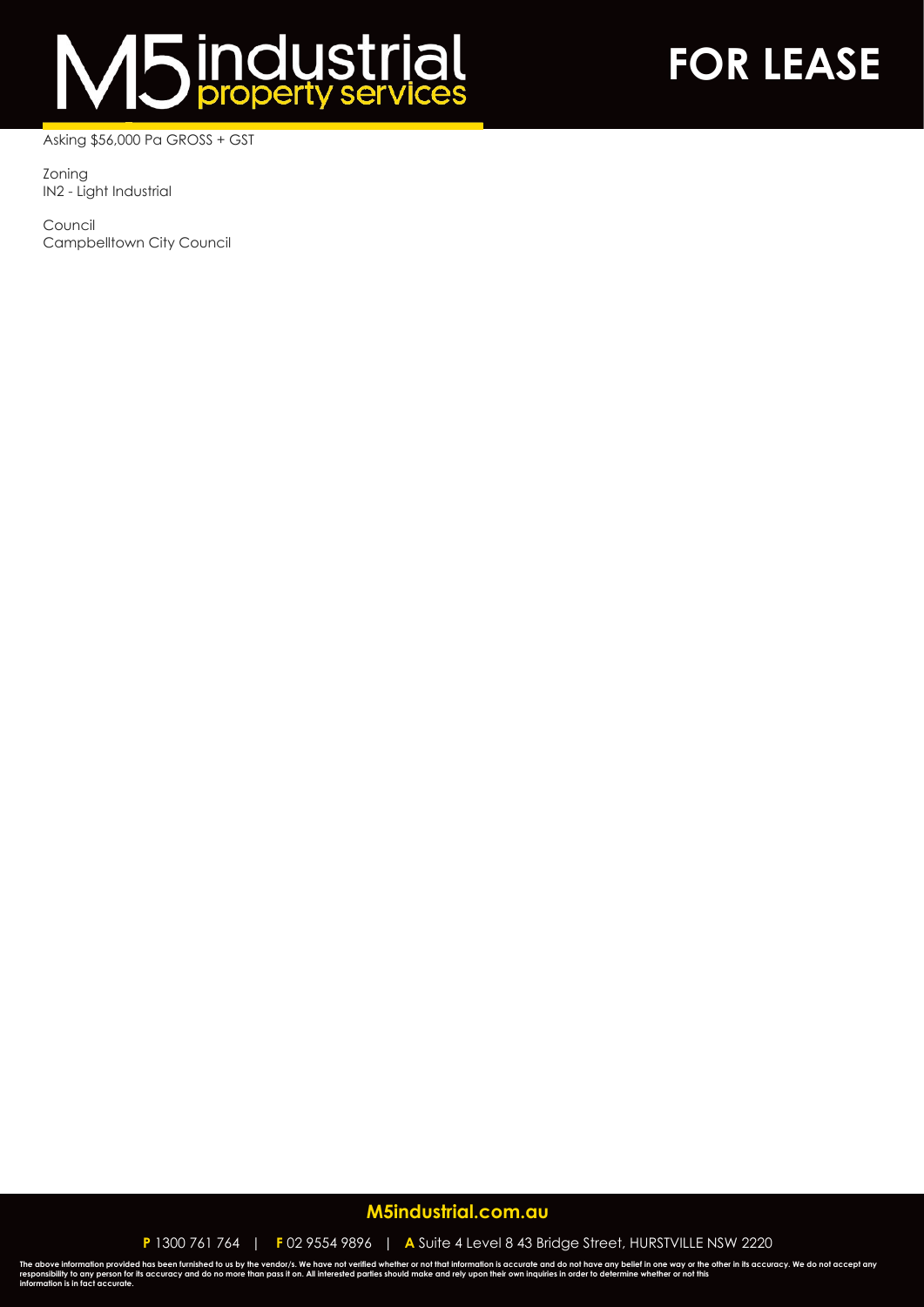# FOR LEASE

Asking $56,000 Pa GROSS + GST

Zoning
IN2 - Light Industrial

Council
Campbelltown City Council

**M5industrial.com.au**

**P** 1300 761 764 | **F** 02 9554 9896 | **A** Suite 4 Level 8 43 Bridge Street, HURSTVILLE NSW 2220

The above information provided has been furnished to us by the vendor/s. We have not verified whether or not that information is accurate and do not have any belief in one way or the other in its accuracy. We do not accept any responsibility to any person for its accuracy and do no more than pass it on. All interested parties should make and rely upon their own inquiries in order to determine whether or not this information is in fact accurate.